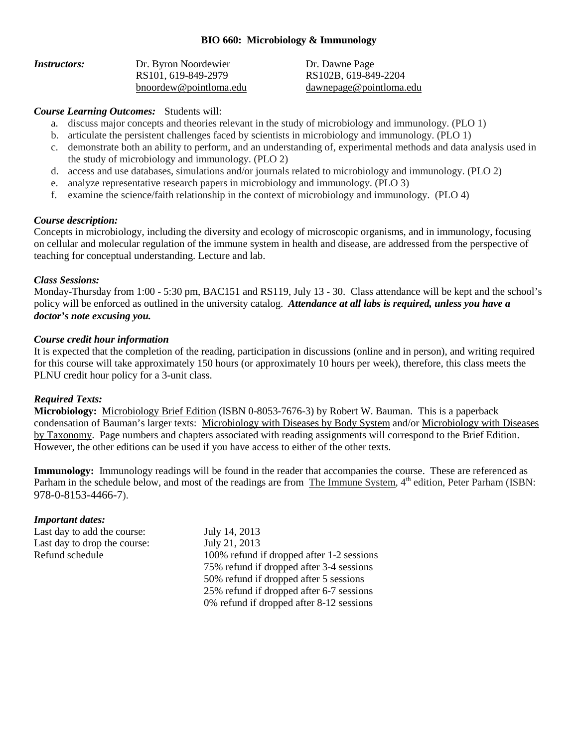# BIO 660: Microbiology & Immunology

| ***Instructors:*** | Dr. Byron Noordewier | Dr. Dawne Page |
|---|---|---|
| | RS101, 619-849-2979 | RS102B, 619-849-2204 |
| | bnoordew@pointloma.edu | dawnepage@pointloma.edu |

***Course Learning Outcomes:*** Students will:

a. discuss major concepts and theories relevant in the study of microbiology and immunology. (PLO 1)
b. articulate the persistent challenges faced by scientists in microbiology and immunology. (PLO 1)
c. demonstrate both an ability to perform, and an understanding of, experimental methods and data analysis used in the study of microbiology and immunology. (PLO 2)
d. access and use databases, simulations and/or journals related to microbiology and immunology. (PLO 2)
e. analyze representative research papers in microbiology and immunology. (PLO 3)
f. examine the science/faith relationship in the context of microbiology and immunology. (PLO 4)

***Course description:***

Concepts in microbiology, including the diversity and ecology of microscopic organisms, and in immunology, focusing on cellular and molecular regulation of the immune system in health and disease, are addressed from the perspective of teaching for conceptual understanding. Lecture and lab.

***Class Sessions:***

Monday-Thursday from 1:00 - 5:30 pm, BAC151 and RS119, July 13 - 30. Class attendance will be kept and the school's policy will be enforced as outlined in the university catalog. ***Attendance at all labs is required, unless you have a doctor's note excusing you.***

***Course credit hour information***

It is expected that the completion of the reading, participation in discussions (online and in person), and writing required for this course will take approximately 150 hours (or approximately 10 hours per week), therefore, this class meets the PLNU credit hour policy for a 3-unit class.

***Required Texts:***

**Microbiology:** Microbiology Brief Edition (ISBN 0-8053-7676-3) by Robert W. Bauman. This is a paperback condensation of Bauman's larger texts: Microbiology with Diseases by Body System and/or Microbiology with Diseases by Taxonomy. Page numbers and chapters associated with reading assignments will correspond to the Brief Edition. However, the other editions can be used if you have access to either of the other texts.

**Immunology:** Immunology readings will be found in the reader that accompanies the course. These are referenced as Parham in the schedule below, and most of the readings are from The Immune System, 4th edition, Peter Parham (ISBN: 978-0-8153-4466-7).

***Important dates:***

| | |
|---|---|
| Last day to add the course: | July 14, 2013 |
| Last day to drop the course: | July 21, 2013 |
| Refund schedule | 100% refund if dropped after 1-2 sessions |
| | 75% refund if dropped after 3-4 sessions |
| | 50% refund if dropped after 5 sessions |
| | 25% refund if dropped after 6-7 sessions |
| | 0% refund if dropped after 8-12 sessions |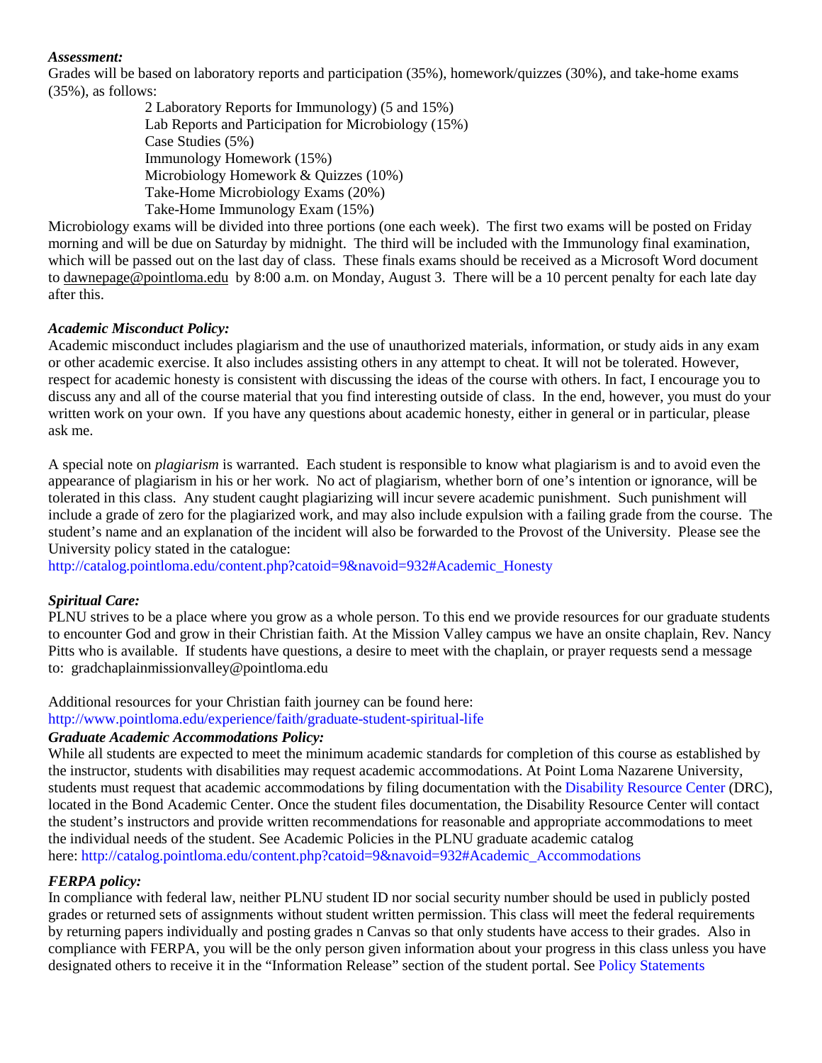***Assessment:***

Grades will be based on laboratory reports and participation (35%), homework/quizzes (30%), and take-home exams (35%), as follows:

- 2 Laboratory Reports for Immunology) (5 and 15%)
- Lab Reports and Participation for Microbiology (15%)
- Case Studies (5%)
- Immunology Homework (15%)
- Microbiology Homework & Quizzes (10%)
- Take-Home Microbiology Exams (20%)
- Take-Home Immunology Exam (15%)

Microbiology exams will be divided into three portions (one each week). The first two exams will be posted on Friday morning and will be due on Saturday by midnight. The third will be included with the Immunology final examination, which will be passed out on the last day of class. These finals exams should be received as a Microsoft Word document to dawnepage@pointloma.edu by 8:00 a.m. on Monday, August 3. There will be a 10 percent penalty for each late day after this.

***Academic Misconduct Policy:***

Academic misconduct includes plagiarism and the use of unauthorized materials, information, or study aids in any exam or other academic exercise. It also includes assisting others in any attempt to cheat. It will not be tolerated. However, respect for academic honesty is consistent with discussing the ideas of the course with others. In fact, I encourage you to discuss any and all of the course material that you find interesting outside of class. In the end, however, you must do your written work on your own. If you have any questions about academic honesty, either in general or in particular, please ask me.

A special note on *plagiarism* is warranted. Each student is responsible to know what plagiarism is and to avoid even the appearance of plagiarism in his or her work. No act of plagiarism, whether born of one's intention or ignorance, will be tolerated in this class. Any student caught plagiarizing will incur severe academic punishment. Such punishment will include a grade of zero for the plagiarized work, and may also include expulsion with a failing grade from the course. The student's name and an explanation of the incident will also be forwarded to the Provost of the University. Please see the University policy stated in the catalogue:
http://catalog.pointloma.edu/content.php?catoid=9&navoid=932#Academic_Honesty

***Spiritual Care:***

PLNU strives to be a place where you grow as a whole person. To this end we provide resources for our graduate students to encounter God and grow in their Christian faith. At the Mission Valley campus we have an onsite chaplain, Rev. Nancy Pitts who is available. If students have questions, a desire to meet with the chaplain, or prayer requests send a message to: gradchaplainmissionvalley@pointloma.edu

Additional resources for your Christian faith journey can be found here:
http://www.pointloma.edu/experience/faith/graduate-student-spiritual-life

***Graduate Academic Accommodations Policy:***

While all students are expected to meet the minimum academic standards for completion of this course as established by the instructor, students with disabilities may request academic accommodations. At Point Loma Nazarene University, students must request that academic accommodations by filing documentation with the Disability Resource Center (DRC), located in the Bond Academic Center. Once the student files documentation, the Disability Resource Center will contact the student's instructors and provide written recommendations for reasonable and appropriate accommodations to meet the individual needs of the student. See Academic Policies in the PLNU graduate academic catalog here: http://catalog.pointloma.edu/content.php?catoid=9&navoid=932#Academic_Accommodations

***FERPA policy:***

In compliance with federal law, neither PLNU student ID nor social security number should be used in publicly posted grades or returned sets of assignments without student written permission. This class will meet the federal requirements by returning papers individually and posting grades n Canvas so that only students have access to their grades. Also in compliance with FERPA, you will be the only person given information about your progress in this class unless you have designated others to receive it in the "Information Release" section of the student portal. See Policy Statements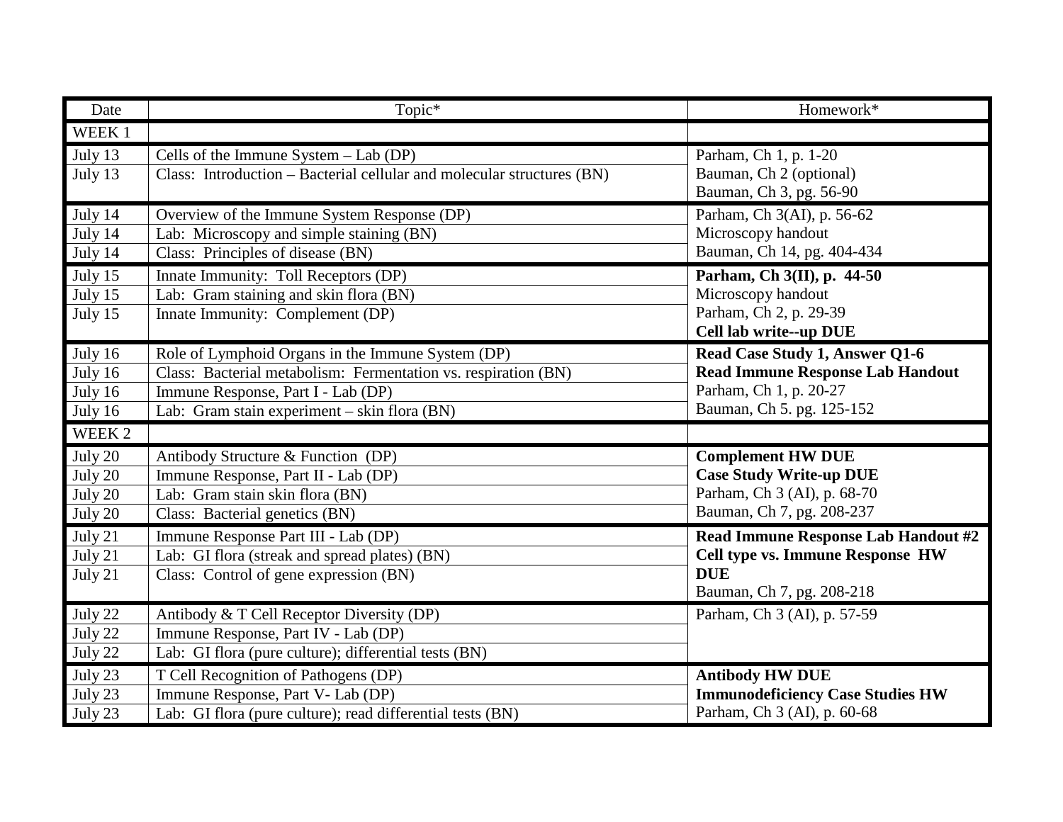| Date | Topic* | Homework* |
|---|---|---|
| WEEK 1 | | |
| July 13<br>July 13 | Cells of the Immune System – Lab (DP)<br>Class: Introduction – Bacterial cellular and molecular structures (BN) | Parham, Ch 1, p. 1-20<br>Bauman, Ch 2 (optional)<br>Bauman, Ch 3, pg. 56-90 |
| July 14<br>July 14<br>July 14 | Overview of the Immune System Response (DP)<br>Lab: Microscopy and simple staining (BN)<br>Class: Principles of disease (BN) | Parham, Ch 3(AI), p. 56-62<br>Microscopy handout<br>Bauman, Ch 14, pg. 404-434 |
| July 15<br>July 15<br>July 15 | Innate Immunity: Toll Receptors (DP)<br>Lab: Gram staining and skin flora (BN)<br>Innate Immunity: Complement (DP) | **Parham, Ch 3(II), p. 44-50**<br>Microscopy handout<br>Parham, Ch 2, p. 29-39<br>**Cell lab write--up DUE** |
| July 16<br>July 16<br>July 16<br>July 16 | Role of Lymphoid Organs in the Immune System (DP)<br>Class: Bacterial metabolism: Fermentation vs. respiration (BN)<br>Immune Response, Part I - Lab (DP)<br>Lab: Gram stain experiment – skin flora (BN) | **Read Case Study 1, Answer Q1-6**<br>**Read Immune Response Lab Handout**<br>Parham, Ch 1, p. 20-27<br>Bauman, Ch 5. pg. 125-152 |
| WEEK 2 | | |
| July 20<br>July 20<br>July 20<br>July 20 | Antibody Structure & Function (DP)<br>Immune Response, Part II - Lab (DP)<br>Lab: Gram stain skin flora (BN)<br>Class: Bacterial genetics (BN) | **Complement HW DUE**<br>**Case Study Write-up DUE**<br>Parham, Ch 3 (AI), p. 68-70<br>Bauman, Ch 7, pg. 208-237 |
| July 21<br>July 21<br>July 21 | Immune Response Part III - Lab (DP)<br>Lab: GI flora (streak and spread plates) (BN)<br>Class: Control of gene expression (BN) | **Read Immune Response Lab Handout #2**<br>**Cell type vs. Immune Response HW DUE**<br>Bauman, Ch 7, pg. 208-218 |
| July 22<br>July 22<br>July 22 | Antibody & T Cell Receptor Diversity (DP)<br>Immune Response, Part IV - Lab (DP)<br>Lab: GI flora (pure culture); differential tests (BN) | Parham, Ch 3 (AI), p. 57-59 |
| July 23<br>July 23<br>July 23 | T Cell Recognition of Pathogens (DP)<br>Immune Response, Part V- Lab (DP)<br>Lab: GI flora (pure culture); read differential tests (BN) | **Antibody HW DUE**<br>**Immunodeficiency Case Studies HW**<br>Parham, Ch 3 (AI), p. 60-68 |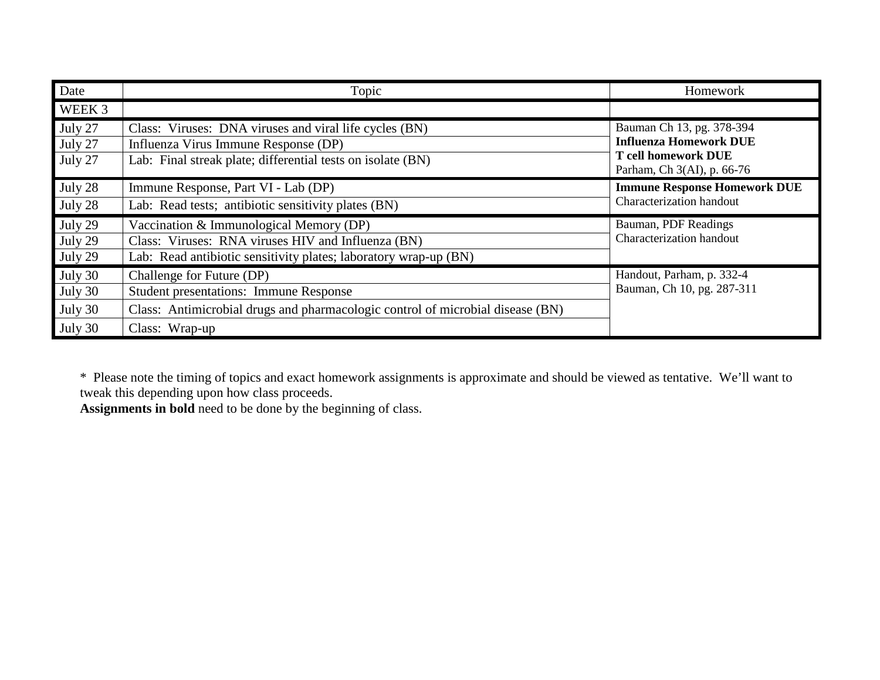| Date | Topic | Homework |
| --- | --- | --- |
| WEEK 3 | | |
| July 27 | Class: Viruses: DNA viruses and viral life cycles (BN) | Bauman Ch 13, pg. 378-394 |
| July 27 | Influenza Virus Immune Response (DP) | **Influenza Homework DUE** |
| July 27 | Lab: Final streak plate; differential tests on isolate (BN) | **T cell homework DUE**<br>Parham, Ch 3(AI), p. 66-76 |
| July 28 | Immune Response, Part VI - Lab (DP) | **Immune Response Homework DUE** |
| July 28 | Lab: Read tests; antibiotic sensitivity plates (BN) | Characterization handout |
| July 29 | Vaccination & Immunological Memory (DP) | Bauman, PDF Readings |
| July 29 | Class: Viruses: RNA viruses HIV and Influenza (BN) | Characterization handout |
| July 29 | Lab: Read antibiotic sensitivity plates; laboratory wrap-up (BN) | |
| July 30 | Challenge for Future (DP) | Handout, Parham, p. 332-4 |
| July 30 | Student presentations: Immune Response | Bauman, Ch 10, pg. 287-311 |
| July 30 | Class: Antimicrobial drugs and pharmacologic control of microbial disease (BN) | |
| July 30 | Class: Wrap-up | |

* Please note the timing of topics and exact homework assignments is approximate and should be viewed as tentative. We'll want to tweak this depending upon how class proceeds.
**Assignments in bold** need to be done by the beginning of class.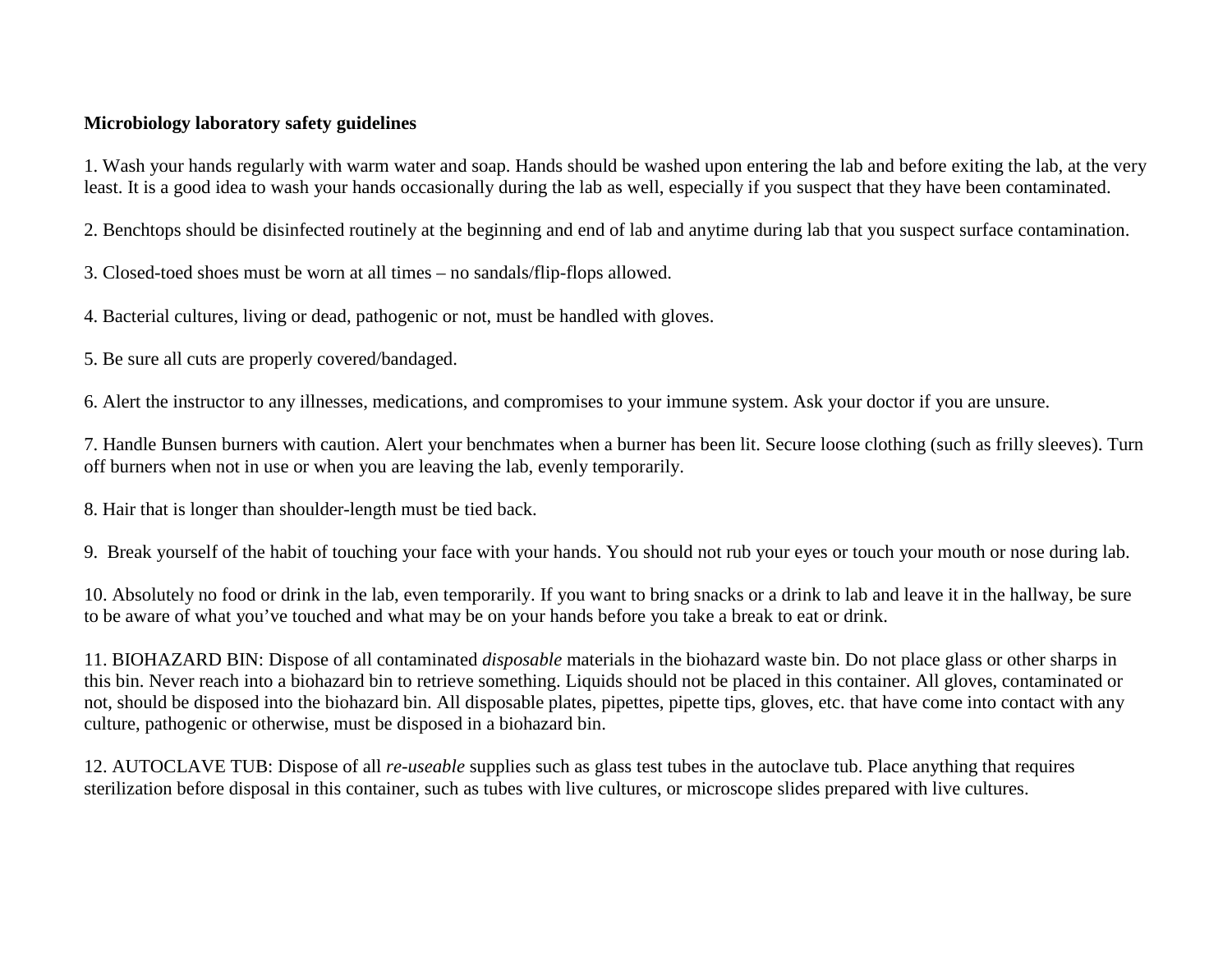**Microbiology laboratory safety guidelines**

1. Wash your hands regularly with warm water and soap. Hands should be washed upon entering the lab and before exiting the lab, at the very least. It is a good idea to wash your hands occasionally during the lab as well, especially if you suspect that they have been contaminated.

2. Benchtops should be disinfected routinely at the beginning and end of lab and anytime during lab that you suspect surface contamination.

3. Closed-toed shoes must be worn at all times – no sandals/flip-flops allowed.

4. Bacterial cultures, living or dead, pathogenic or not, must be handled with gloves.

5. Be sure all cuts are properly covered/bandaged.

6. Alert the instructor to any illnesses, medications, and compromises to your immune system. Ask your doctor if you are unsure.

7. Handle Bunsen burners with caution. Alert your benchmates when a burner has been lit. Secure loose clothing (such as frilly sleeves). Turn off burners when not in use or when you are leaving the lab, evenly temporarily.

8. Hair that is longer than shoulder-length must be tied back.

9. Break yourself of the habit of touching your face with your hands. You should not rub your eyes or touch your mouth or nose during lab.

10. Absolutely no food or drink in the lab, even temporarily. If you want to bring snacks or a drink to lab and leave it in the hallway, be sure to be aware of what you've touched and what may be on your hands before you take a break to eat or drink.

11. BIOHAZARD BIN: Dispose of all contaminated *disposable* materials in the biohazard waste bin. Do not place glass or other sharps in this bin. Never reach into a biohazard bin to retrieve something. Liquids should not be placed in this container. All gloves, contaminated or not, should be disposed into the biohazard bin. All disposable plates, pipettes, pipette tips, gloves, etc. that have come into contact with any culture, pathogenic or otherwise, must be disposed in a biohazard bin.

12. AUTOCLAVE TUB: Dispose of all *re-useable* supplies such as glass test tubes in the autoclave tub. Place anything that requires sterilization before disposal in this container, such as tubes with live cultures, or microscope slides prepared with live cultures.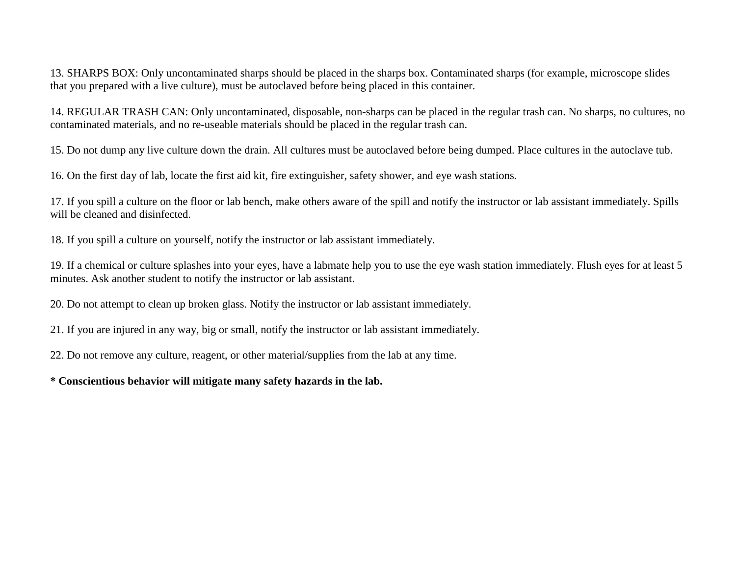13. SHARPS BOX: Only uncontaminated sharps should be placed in the sharps box. Contaminated sharps (for example, microscope slides that you prepared with a live culture), must be autoclaved before being placed in this container.

14. REGULAR TRASH CAN: Only uncontaminated, disposable, non-sharps can be placed in the regular trash can. No sharps, no cultures, no contaminated materials, and no re-useable materials should be placed in the regular trash can.

15. Do not dump any live culture down the drain. All cultures must be autoclaved before being dumped. Place cultures in the autoclave tub.

16. On the first day of lab, locate the first aid kit, fire extinguisher, safety shower, and eye wash stations.

17. If you spill a culture on the floor or lab bench, make others aware of the spill and notify the instructor or lab assistant immediately. Spills will be cleaned and disinfected.

18. If you spill a culture on yourself, notify the instructor or lab assistant immediately.

19. If a chemical or culture splashes into your eyes, have a labmate help you to use the eye wash station immediately. Flush eyes for at least 5 minutes. Ask another student to notify the instructor or lab assistant.

20. Do not attempt to clean up broken glass. Notify the instructor or lab assistant immediately.

21. If you are injured in any way, big or small, notify the instructor or lab assistant immediately.

22. Do not remove any culture, reagent, or other material/supplies from the lab at any time.

**\* Conscientious behavior will mitigate many safety hazards in the lab.**